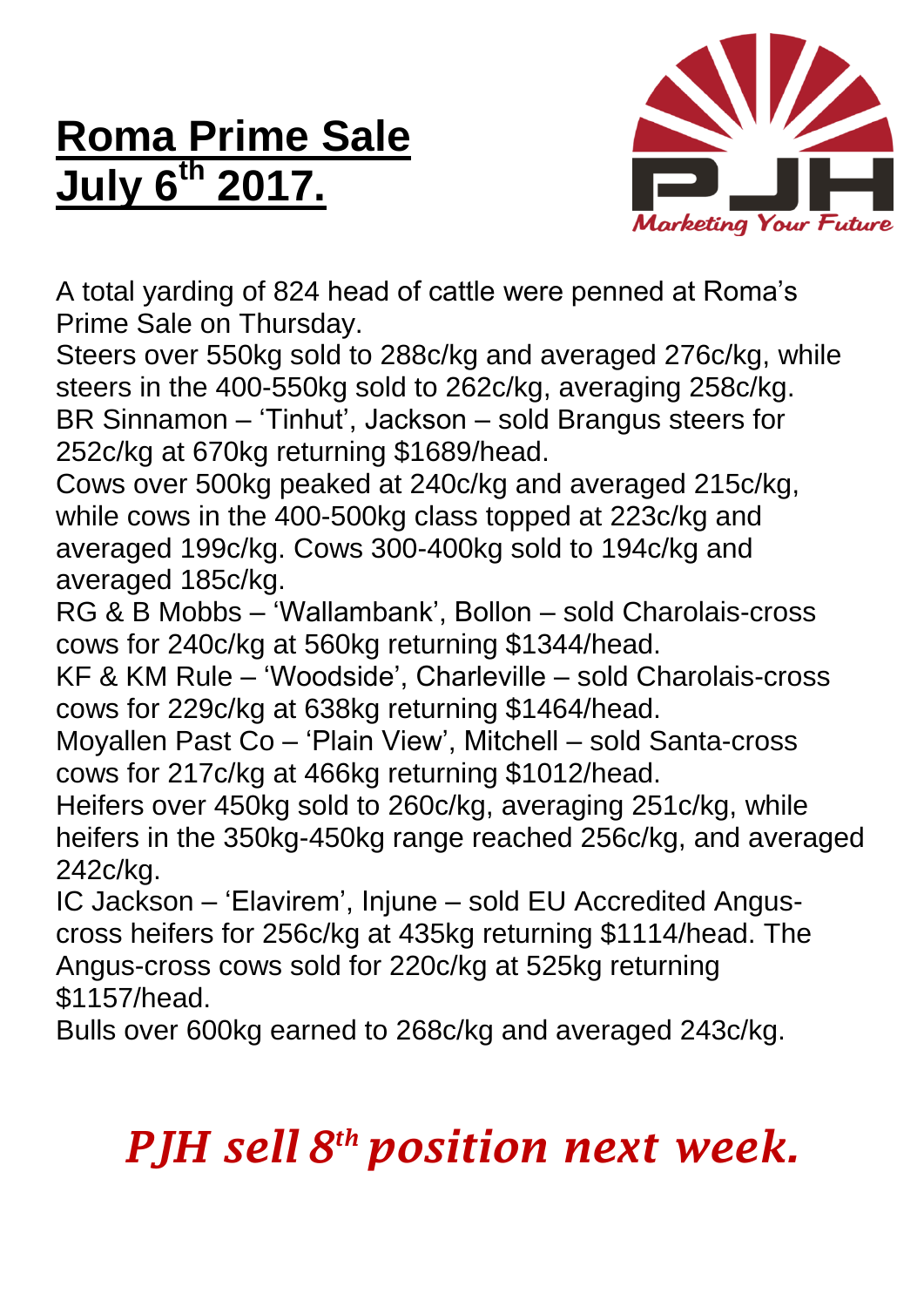# Roma Prime Sale July 6th 2017.

A total yarding of 824 head of cattle were penned at Roma's Prime Sale on Thursday.

Steers over 550kg sold to 288c/kg and averaged 276c/kg, while steers in the 400-550kg sold to 262c/kg, averaging 258c/kg.

BR Sinnamon – 'Tinhut', Jackson – sold Brangus steers for 252c/kg at 670kg returning $1689/head.

Cows over 500kg peaked at 240c/kg and averaged 215c/kg, while cows in the 400-500kg class topped at 223c/kg and averaged 199c/kg. Cows 300-400kg sold to 194c/kg and averaged 185c/kg.

RG & B Mobbs – 'Wallambank', Bollon – sold Charolais-cross cows for 240c/kg at 560kg returning $1344/head.

KF & KM Rule – 'Woodside', Charleville – sold Charolais-cross cows for 229c/kg at 638kg returning $1464/head.

Moyallen Past Co – 'Plain View', Mitchell – sold Santa-cross cows for 217c/kg at 466kg returning $1012/head.

Heifers over 450kg sold to 260c/kg, averaging 251c/kg, while heifers in the 350kg-450kg range reached 256c/kg, and averaged 242c/kg.

IC Jackson – 'Elavirem', Injune – sold EU Accredited Angus-cross heifers for 256c/kg at 435kg returning $1114/head. The Angus-cross cows sold for 220c/kg at 525kg returning $1157/head.

Bulls over 600kg earned to 268c/kg and averaged 243c/kg.

***PJH sell 8th position next week.***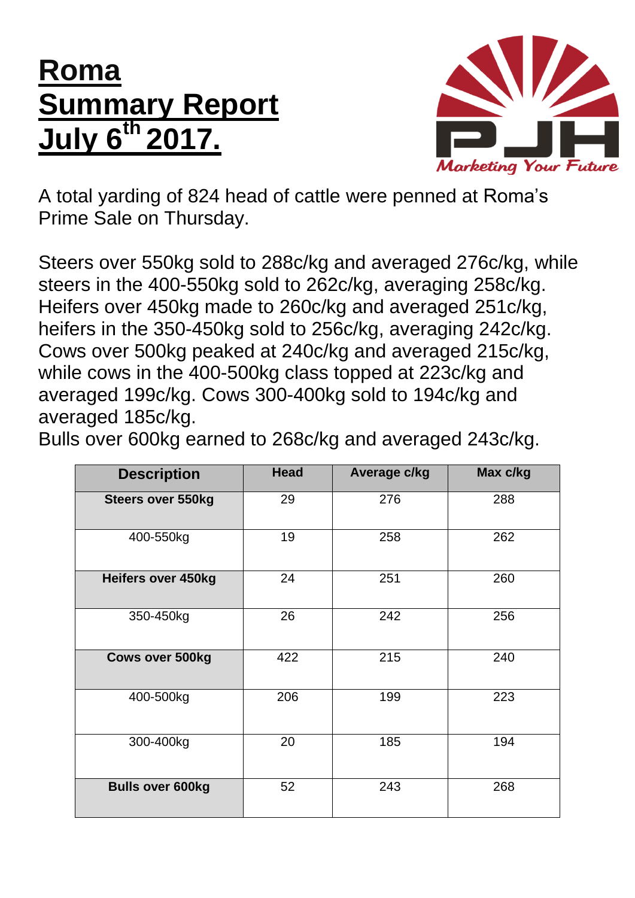# Roma Summary Report July 6th 2017.

A total yarding of 824 head of cattle were penned at Roma's Prime Sale on Thursday.

Steers over 550kg sold to 288c/kg and averaged 276c/kg, while steers in the 400-550kg sold to 262c/kg, averaging 258c/kg. Heifers over 450kg made to 260c/kg and averaged 251c/kg, heifers in the 350-450kg sold to 256c/kg, averaging 242c/kg. Cows over 500kg peaked at 240c/kg and averaged 215c/kg, while cows in the 400-500kg class topped at 223c/kg and averaged 199c/kg. Cows 300-400kg sold to 194c/kg and averaged 185c/kg.
Bulls over 600kg earned to 268c/kg and averaged 243c/kg.

| Description | Head | Average c/kg | Max c/kg |
|---|---|---|---|
| **Steers over 550kg** | 29 | 276 | 288 |
| 400-550kg | 19 | 258 | 262 |
| **Heifers over 450kg** | 24 | 251 | 260 |
| 350-450kg | 26 | 242 | 256 |
| **Cows over 500kg** | 422 | 215 | 240 |
| 400-500kg | 206 | 199 | 223 |
| 300-400kg | 20 | 185 | 194 |
| **Bulls over 600kg** | 52 | 243 | 268 |